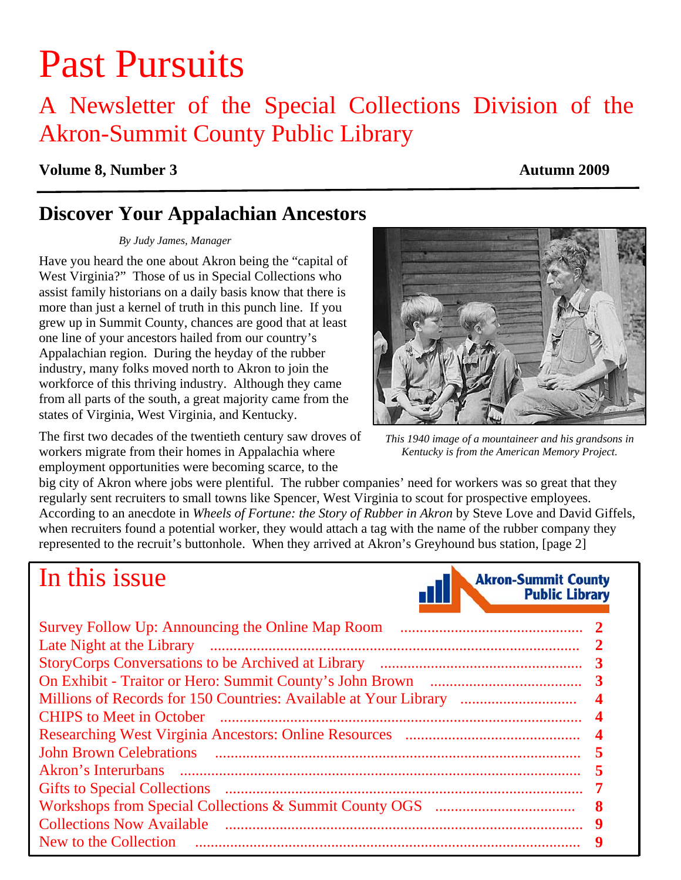# Past Pursuits

## A Newsletter of the Special Collections Division of the Akron-Summit County Public Library

**Volume 8, Number 3** **Autumn 2009**

## Discover Your Appalachian Ancestors

*By Judy James, Manager*

Have you heard the one about Akron being the "capital of West Virginia?" Those of us in Special Collections who assist family historians on a daily basis know that there is more than just a kernel of truth in this punch line. If you grew up in Summit County, chances are good that at least one line of your ancestors hailed from our country's Appalachian region. During the heyday of the rubber industry, many folks moved north to Akron to join the workforce of this thriving industry. Although they came from all parts of the south, a great majority came from the states of Virginia, West Virginia, and Kentucky.

*This 1940 image of a mountaineer and his grandsons in Kentucky is from the American Memory Project.*

The first two decades of the twentieth century saw droves of workers migrate from their homes in Appalachia where employment opportunities were becoming scarce, to the big city of Akron where jobs were plentiful. The rubber companies' need for workers was so great that they regularly sent recruiters to small towns like Spencer, West Virginia to scout for prospective employees. According to an anecdote in *Wheels of Fortune: the Story of Rubber in Akron* by Steve Love and David Giffels, when recruiters found a potential worker, they would attach a tag with the name of the rubber company they represented to the recruit's buttonhole. When they arrived at Akron's Greyhound bus station, [page 2]

## In this issue

Akron-Summit County Public Library

| | |
|---|---|
| Survey Follow Up: Announcing the Online Map Room | 2 |
| Late Night at the Library | 2 |
| StoryCorps Conversations to be Archived at Library | 3 |
| On Exhibit - Traitor or Hero: Summit County's John Brown | 3 |
| Millions of Records for 150 Countries: Available at Your Library | 4 |
| CHIPS to Meet in October | 4 |
| Researching West Virginia Ancestors: Online Resources | 4 |
| John Brown Celebrations | 5 |
| Akron's Interurbans | 5 |
| Gifts to Special Collections | 7 |
| Workshops from Special Collections & Summit County OGS | 8 |
| Collections Now Available | 9 |
| New to the Collection | 9 |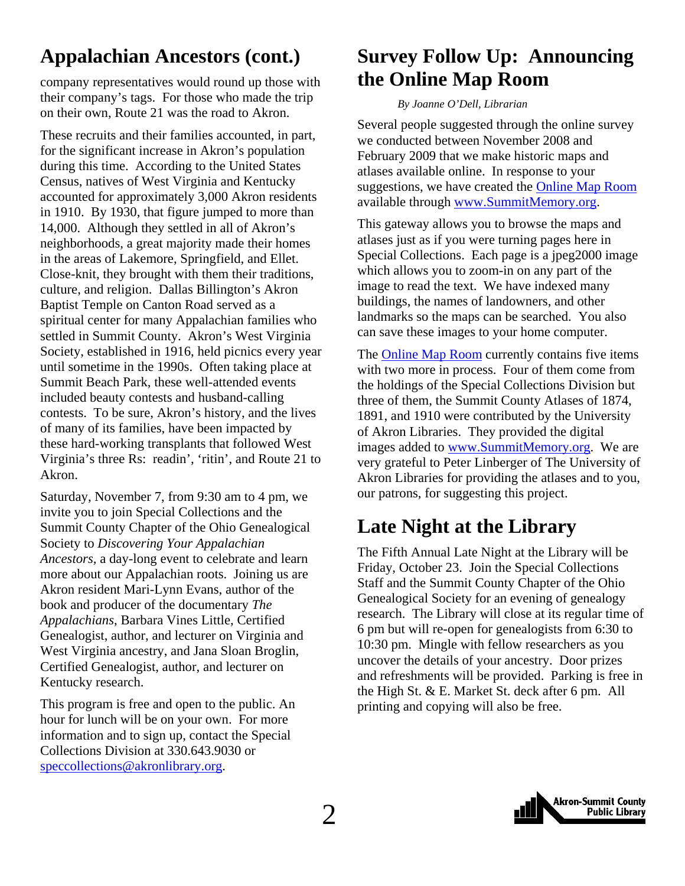## Appalachian Ancestors (cont.)

company representatives would round up those with their company's tags. For those who made the trip on their own, Route 21 was the road to Akron.

These recruits and their families accounted, in part, for the significant increase in Akron's population during this time. According to the United States Census, natives of West Virginia and Kentucky accounted for approximately 3,000 Akron residents in 1910. By 1930, that figure jumped to more than 14,000. Although they settled in all of Akron's neighborhoods, a great majority made their homes in the areas of Lakemore, Springfield, and Ellet. Close-knit, they brought with them their traditions, culture, and religion. Dallas Billington's Akron Baptist Temple on Canton Road served as a spiritual center for many Appalachian families who settled in Summit County. Akron's West Virginia Society, established in 1916, held picnics every year until sometime in the 1990s. Often taking place at Summit Beach Park, these well-attended events included beauty contests and husband-calling contests. To be sure, Akron's history, and the lives of many of its families, have been impacted by these hard-working transplants that followed West Virginia's three Rs: readin', 'ritin', and Route 21 to Akron.

Saturday, November 7, from 9:30 am to 4 pm, we invite you to join Special Collections and the Summit County Chapter of the Ohio Genealogical Society to *Discovering Your Appalachian Ancestors*, a day-long event to celebrate and learn more about our Appalachian roots. Joining us are Akron resident Mari-Lynn Evans, author of the book and producer of the documentary *The Appalachians*, Barbara Vines Little, Certified Genealogist, author, and lecturer on Virginia and West Virginia ancestry, and Jana Sloan Broglin, Certified Genealogist, author, and lecturer on Kentucky research.

This program is free and open to the public. An hour for lunch will be on your own. For more information and to sign up, contact the Special Collections Division at 330.643.9030 or speccollections@akronlibrary.org.

## Survey Follow Up: Announcing the Online Map Room

*By Joanne O'Dell, Librarian*

Several people suggested through the online survey we conducted between November 2008 and February 2009 that we make historic maps and atlases available online. In response to your suggestions, we have created the Online Map Room available through www.SummitMemory.org.

This gateway allows you to browse the maps and atlases just as if you were turning pages here in Special Collections. Each page is a jpeg2000 image which allows you to zoom-in on any part of the image to read the text. We have indexed many buildings, the names of landowners, and other landmarks so the maps can be searched. You also can save these images to your home computer.

The Online Map Room currently contains five items with two more in process. Four of them come from the holdings of the Special Collections Division but three of them, the Summit County Atlases of 1874, 1891, and 1910 were contributed by the University of Akron Libraries. They provided the digital images added to www.SummitMemory.org. We are very grateful to Peter Linberger of The University of Akron Libraries for providing the atlases and to you, our patrons, for suggesting this project.

## Late Night at the Library

The Fifth Annual Late Night at the Library will be Friday, October 23. Join the Special Collections Staff and the Summit County Chapter of the Ohio Genealogical Society for an evening of genealogy research. The Library will close at its regular time of 6 pm but will re-open for genealogists from 6:30 to 10:30 pm. Mingle with fellow researchers as you uncover the details of your ancestry. Door prizes and refreshments will be provided. Parking is free in the High St. & E. Market St. deck after 6 pm. All printing and copying will also be free.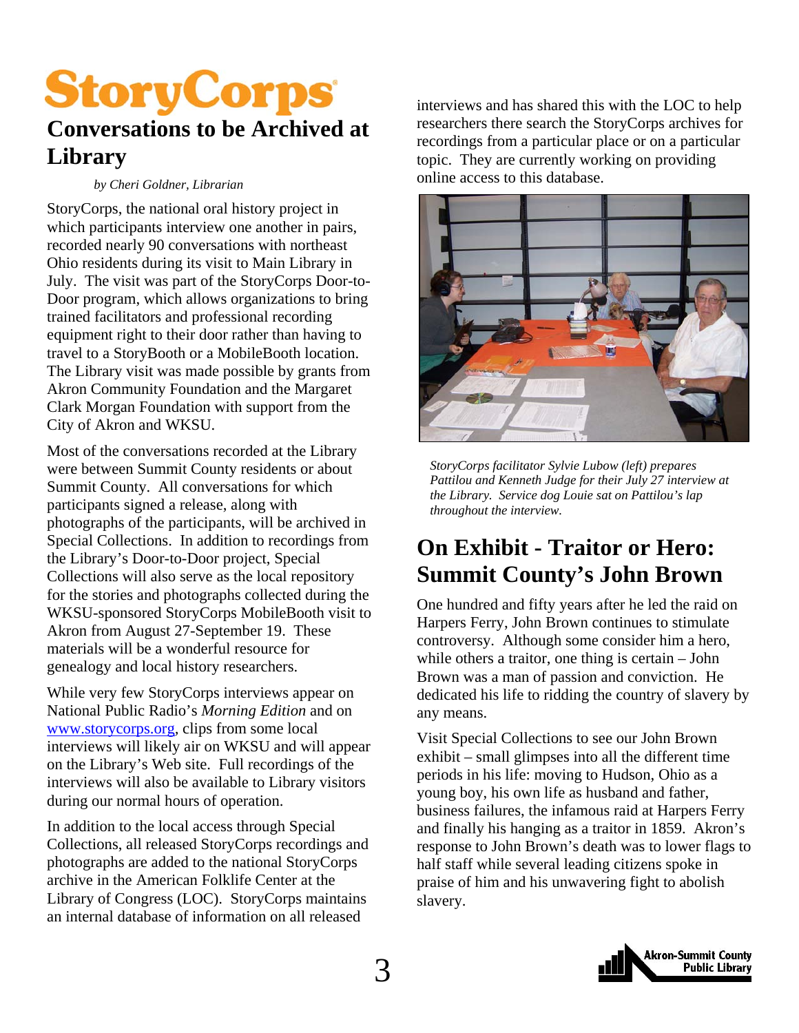# StoryCorps

## Conversations to be Archived at Library

*by Cheri Goldner, Librarian*

StoryCorps, the national oral history project in which participants interview one another in pairs, recorded nearly 90 conversations with northeast Ohio residents during its visit to Main Library in July. The visit was part of the StoryCorps Door-to-Door program, which allows organizations to bring trained facilitators and professional recording equipment right to their door rather than having to travel to a StoryBooth or a MobileBooth location. The Library visit was made possible by grants from Akron Community Foundation and the Margaret Clark Morgan Foundation with support from the City of Akron and WKSU.

Most of the conversations recorded at the Library were between Summit County residents or about Summit County. All conversations for which participants signed a release, along with photographs of the participants, will be archived in Special Collections. In addition to recordings from the Library's Door-to-Door project, Special Collections will also serve as the local repository for the stories and photographs collected during the WKSU-sponsored StoryCorps MobileBooth visit to Akron from August 27-September 19. These materials will be a wonderful resource for genealogy and local history researchers.

While very few StoryCorps interviews appear on National Public Radio's *Morning Edition* and on www.storycorps.org, clips from some local interviews will likely air on WKSU and will appear on the Library's Web site. Full recordings of the interviews will also be available to Library visitors during our normal hours of operation.

In addition to the local access through Special Collections, all released StoryCorps recordings and photographs are added to the national StoryCorps archive in the American Folklife Center at the Library of Congress (LOC). StoryCorps maintains an internal database of information on all released interviews and has shared this with the LOC to help researchers there search the StoryCorps archives for recordings from a particular place or on a particular topic. They are currently working on providing online access to this database.

*StoryCorps facilitator Sylvie Lubow (left) prepares Pattilou and Kenneth Judge for their July 27 interview at the Library. Service dog Louie sat on Pattilou's lap throughout the interview.*

## On Exhibit - Traitor or Hero: Summit County's John Brown

One hundred and fifty years after he led the raid on Harpers Ferry, John Brown continues to stimulate controversy. Although some consider him a hero, while others a traitor, one thing is certain – John Brown was a man of passion and conviction. He dedicated his life to ridding the country of slavery by any means.

Visit Special Collections to see our John Brown exhibit – small glimpses into all the different time periods in his life: moving to Hudson, Ohio as a young boy, his own life as husband and father, business failures, the infamous raid at Harpers Ferry and finally his hanging as a traitor in 1859. Akron's response to John Brown's death was to lower flags to half staff while several leading citizens spoke in praise of him and his unwavering fight to abolish slavery.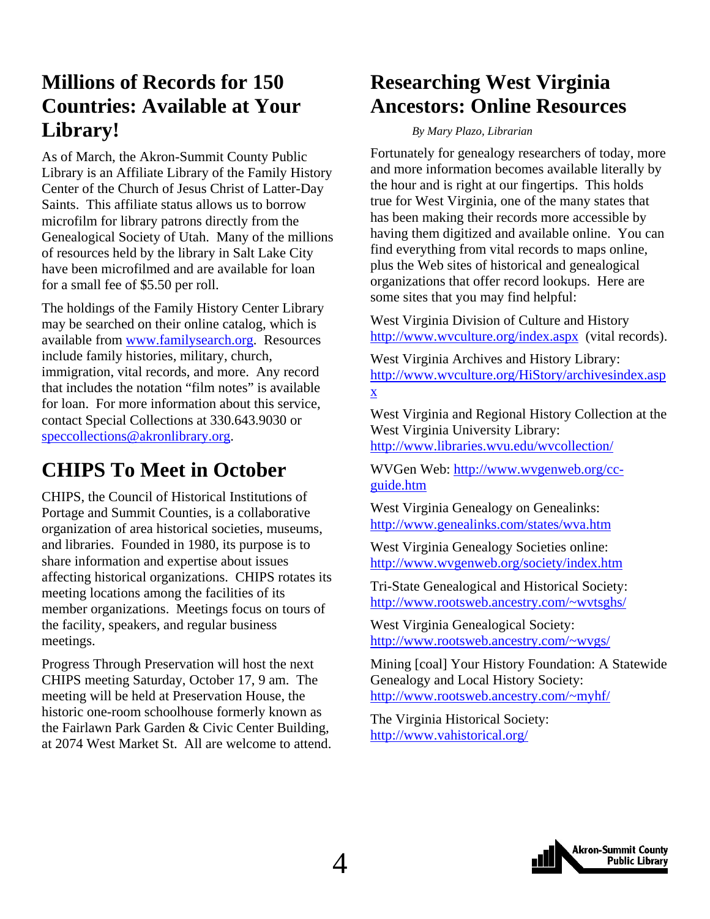## Millions of Records for 150 Countries: Available at Your Library!

As of March, the Akron-Summit County Public Library is an Affiliate Library of the Family History Center of the Church of Jesus Christ of Latter-Day Saints. This affiliate status allows us to borrow microfilm for library patrons directly from the Genealogical Society of Utah. Many of the millions of resources held by the library in Salt Lake City have been microfilmed and are available for loan for a small fee of $5.50 per roll.

The holdings of the Family History Center Library may be searched on their online catalog, which is available from www.familysearch.org. Resources include family histories, military, church, immigration, vital records, and more. Any record that includes the notation "film notes" is available for loan. For more information about this service, contact Special Collections at 330.643.9030 or speccollections@akronlibrary.org.

## CHIPS To Meet in October

CHIPS, the Council of Historical Institutions of Portage and Summit Counties, is a collaborative organization of area historical societies, museums, and libraries. Founded in 1980, its purpose is to share information and expertise about issues affecting historical organizations. CHIPS rotates its meeting locations among the facilities of its member organizations. Meetings focus on tours of the facility, speakers, and regular business meetings.

Progress Through Preservation will host the next CHIPS meeting Saturday, October 17, 9 am. The meeting will be held at Preservation House, the historic one-room schoolhouse formerly known as the Fairlawn Park Garden & Civic Center Building, at 2074 West Market St. All are welcome to attend.

## Researching West Virginia Ancestors: Online Resources

*By Mary Plazo, Librarian*

Fortunately for genealogy researchers of today, more and more information becomes available literally by the hour and is right at our fingertips. This holds true for West Virginia, one of the many states that has been making their records more accessible by having them digitized and available online. You can find everything from vital records to maps online, plus the Web sites of historical and genealogical organizations that offer record lookups. Here are some sites that you may find helpful:

West Virginia Division of Culture and History http://www.wvculture.org/index.aspx (vital records).

West Virginia Archives and History Library: http://www.wvculture.org/HiStory/archivesindex.aspx

West Virginia and Regional History Collection at the West Virginia University Library: http://www.libraries.wvu.edu/wvcollection/

WVGen Web: http://www.wvgenweb.org/cc-guide.htm

West Virginia Genealogy on Genealinks: http://www.genealinks.com/states/wva.htm

West Virginia Genealogy Societies online: http://www.wvgenweb.org/society/index.htm

Tri-State Genealogical and Historical Society: http://www.rootsweb.ancestry.com/~wvtsghs/

West Virginia Genealogical Society: http://www.rootsweb.ancestry.com/~wvgs/

Mining [coal] Your History Foundation: A Statewide Genealogy and Local History Society: http://www.rootsweb.ancestry.com/~myhf/

The Virginia Historical Society: http://www.vahistorical.org/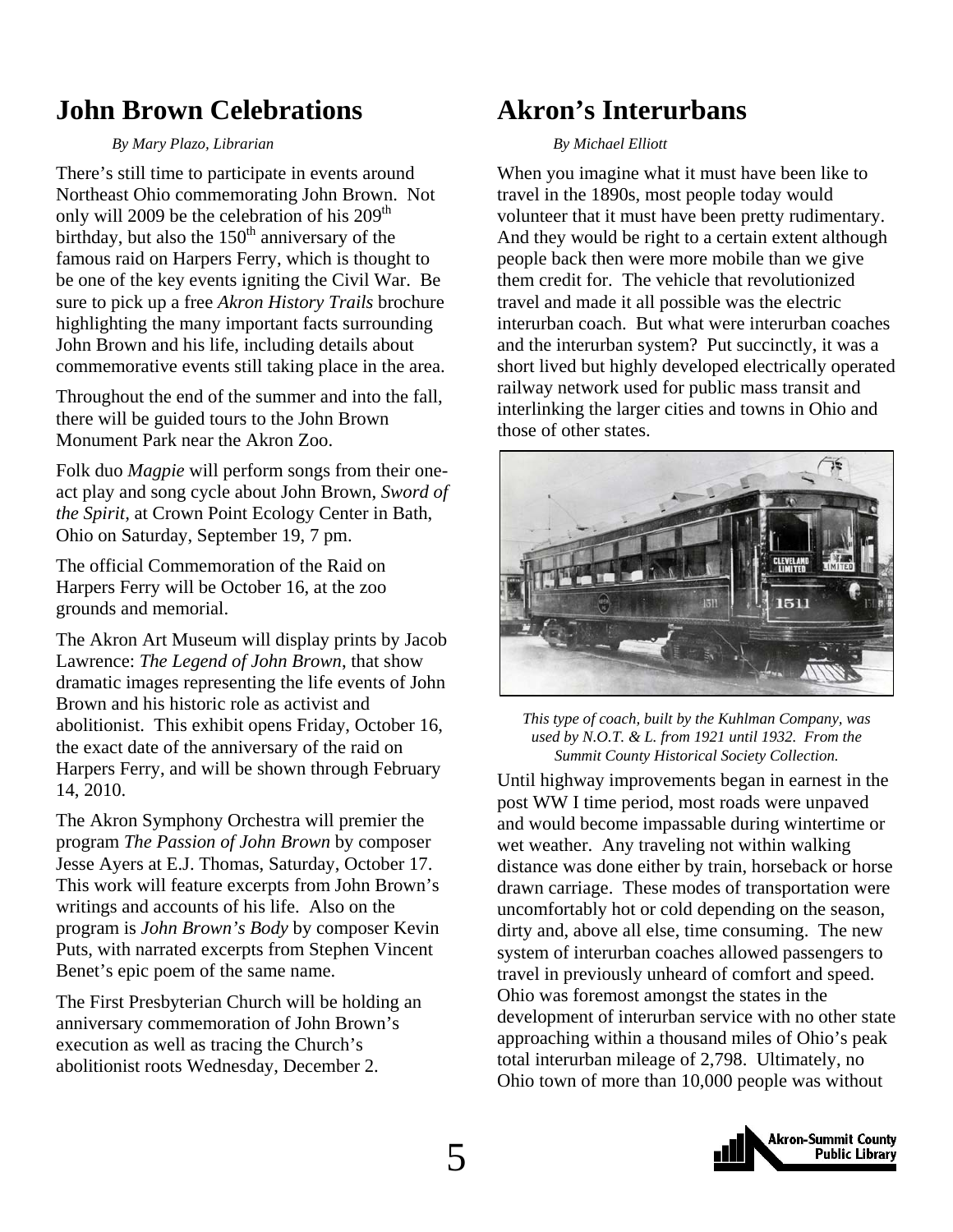## John Brown Celebrations

*By Mary Plazo, Librarian*

There's still time to participate in events around Northeast Ohio commemorating John Brown. Not only will 2009 be the celebration of his 209th birthday, but also the 150th anniversary of the famous raid on Harpers Ferry, which is thought to be one of the key events igniting the Civil War. Be sure to pick up a free *Akron History Trails* brochure highlighting the many important facts surrounding John Brown and his life, including details about commemorative events still taking place in the area.

Throughout the end of the summer and into the fall, there will be guided tours to the John Brown Monument Park near the Akron Zoo.

Folk duo *Magpie* will perform songs from their one-act play and song cycle about John Brown, *Sword of the Spirit*, at Crown Point Ecology Center in Bath, Ohio on Saturday, September 19, 7 pm.

The official Commemoration of the Raid on Harpers Ferry will be October 16, at the zoo grounds and memorial.

The Akron Art Museum will display prints by Jacob Lawrence: *The Legend of John Brown*, that show dramatic images representing the life events of John Brown and his historic role as activist and abolitionist. This exhibit opens Friday, October 16, the exact date of the anniversary of the raid on Harpers Ferry, and will be shown through February 14, 2010.

The Akron Symphony Orchestra will premier the program *The Passion of John Brown* by composer Jesse Ayers at E.J. Thomas, Saturday, October 17. This work will feature excerpts from John Brown's writings and accounts of his life. Also on the program is *John Brown's Body* by composer Kevin Puts, with narrated excerpts from Stephen Vincent Benet's epic poem of the same name.

The First Presbyterian Church will be holding an anniversary commemoration of John Brown's execution as well as tracing the Church's abolitionist roots Wednesday, December 2.

## Akron's Interurbans

*By Michael Elliott*

When you imagine what it must have been like to travel in the 1890s, most people today would volunteer that it must have been pretty rudimentary. And they would be right to a certain extent although people back then were more mobile than we give them credit for. The vehicle that revolutionized travel and made it all possible was the electric interurban coach. But what were interurban coaches and the interurban system? Put succinctly, it was a short lived but highly developed electrically operated railway network used for public mass transit and interlinking the larger cities and towns in Ohio and those of other states.

*This type of coach, built by the Kuhlman Company, was used by N.O.T. & L. from 1921 until 1932. From the Summit County Historical Society Collection.*

Until highway improvements began in earnest in the post WW I time period, most roads were unpaved and would become impassable during wintertime or wet weather. Any traveling not within walking distance was done either by train, horseback or horse drawn carriage. These modes of transportation were uncomfortably hot or cold depending on the season, dirty and, above all else, time consuming. The new system of interurban coaches allowed passengers to travel in previously unheard of comfort and speed. Ohio was foremost amongst the states in the development of interurban service with no other state approaching within a thousand miles of Ohio's peak total interurban mileage of 2,798. Ultimately, no Ohio town of more than 10,000 people was without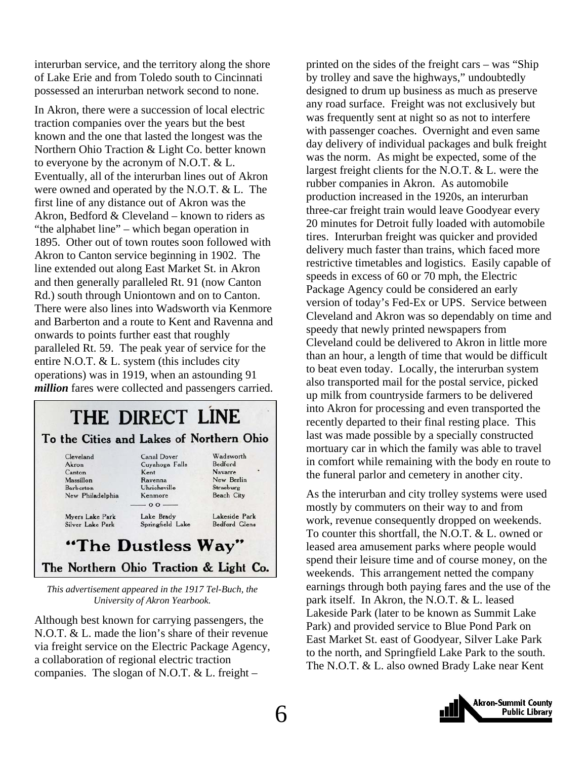interurban service, and the territory along the shore of Lake Erie and from Toledo south to Cincinnati possessed an interurban network second to none.

In Akron, there were a succession of local electric traction companies over the years but the best known and the one that lasted the longest was the Northern Ohio Traction & Light Co. better known to everyone by the acronym of N.O.T. & L. Eventually, all of the interurban lines out of Akron were owned and operated by the N.O.T. & L. The first line of any distance out of Akron was the Akron, Bedford & Cleveland – known to riders as "the alphabet line" – which began operation in 1895. Other out of town routes soon followed with Akron to Canton service beginning in 1902. The line extended out along East Market St. in Akron and then generally paralleled Rt. 91 (now Canton Rd.) south through Uniontown and on to Canton. There were also lines into Wadsworth via Kenmore and Barberton and a route to Kent and Ravenna and onwards to points further east that roughly paralleled Rt. 59. The peak year of service for the entire N.O.T. & L. system (this includes city operations) was in 1919, when an astounding 91 ***million*** fares were collected and passengers carried.

**THE DIRECT LINE**

**To the Cities and Lakes of Northern Ohio**

| | | |
|---|---|---|
| Cleveland | Canal Dover | Wadsworth |
| Akron | Cuyahoga Falls | Bedford |
| Canton | Kent | Navarre |
| Massillon | Ravenna | New Berlin |
| Barberton | Uhrichsville | Strasburg |
| New Philadelphia | Kenmore | Beach City |
| Myers Lake Park | Lake Brady | Lakeside Park |
| Silver Lake Park | Springfield Lake | Bedford Glens |

**"The Dustless Way"**

**The Northern Ohio Traction & Light Co.**

*This advertisement appeared in the 1917 Tel-Buch, the University of Akron Yearbook.*

Although best known for carrying passengers, the N.O.T. & L. made the lion's share of their revenue via freight service on the Electric Package Agency, a collaboration of regional electric traction companies. The slogan of N.O.T. & L. freight – printed on the sides of the freight cars – was "Ship by trolley and save the highways," undoubtedly designed to drum up business as much as preserve any road surface. Freight was not exclusively but was frequently sent at night so as not to interfere with passenger coaches. Overnight and even same day delivery of individual packages and bulk freight was the norm. As might be expected, some of the largest freight clients for the N.O.T. & L. were the rubber companies in Akron. As automobile production increased in the 1920s, an interurban three-car freight train would leave Goodyear every 20 minutes for Detroit fully loaded with automobile tires. Interurban freight was quicker and provided delivery much faster than trains, which faced more restrictive timetables and logistics. Easily capable of speeds in excess of 60 or 70 mph, the Electric Package Agency could be considered an early version of today's Fed-Ex or UPS. Service between Cleveland and Akron was so dependably on time and speedy that newly printed newspapers from Cleveland could be delivered to Akron in little more than an hour, a length of time that would be difficult to beat even today. Locally, the interurban system also transported mail for the postal service, picked up milk from countryside farmers to be delivered into Akron for processing and even transported the recently departed to their final resting place. This last was made possible by a specially constructed mortuary car in which the family was able to travel in comfort while remaining with the body en route to the funeral parlor and cemetery in another city.

As the interurban and city trolley systems were used mostly by commuters on their way to and from work, revenue consequently dropped on weekends. To counter this shortfall, the N.O.T. & L. owned or leased area amusement parks where people would spend their leisure time and of course money, on the weekends. This arrangement netted the company earnings through both paying fares and the use of the park itself. In Akron, the N.O.T. & L. leased Lakeside Park (later to be known as Summit Lake Park) and provided service to Blue Pond Park on East Market St. east of Goodyear, Silver Lake Park to the north, and Springfield Lake Park to the south. The N.O.T. & L. also owned Brady Lake near Kent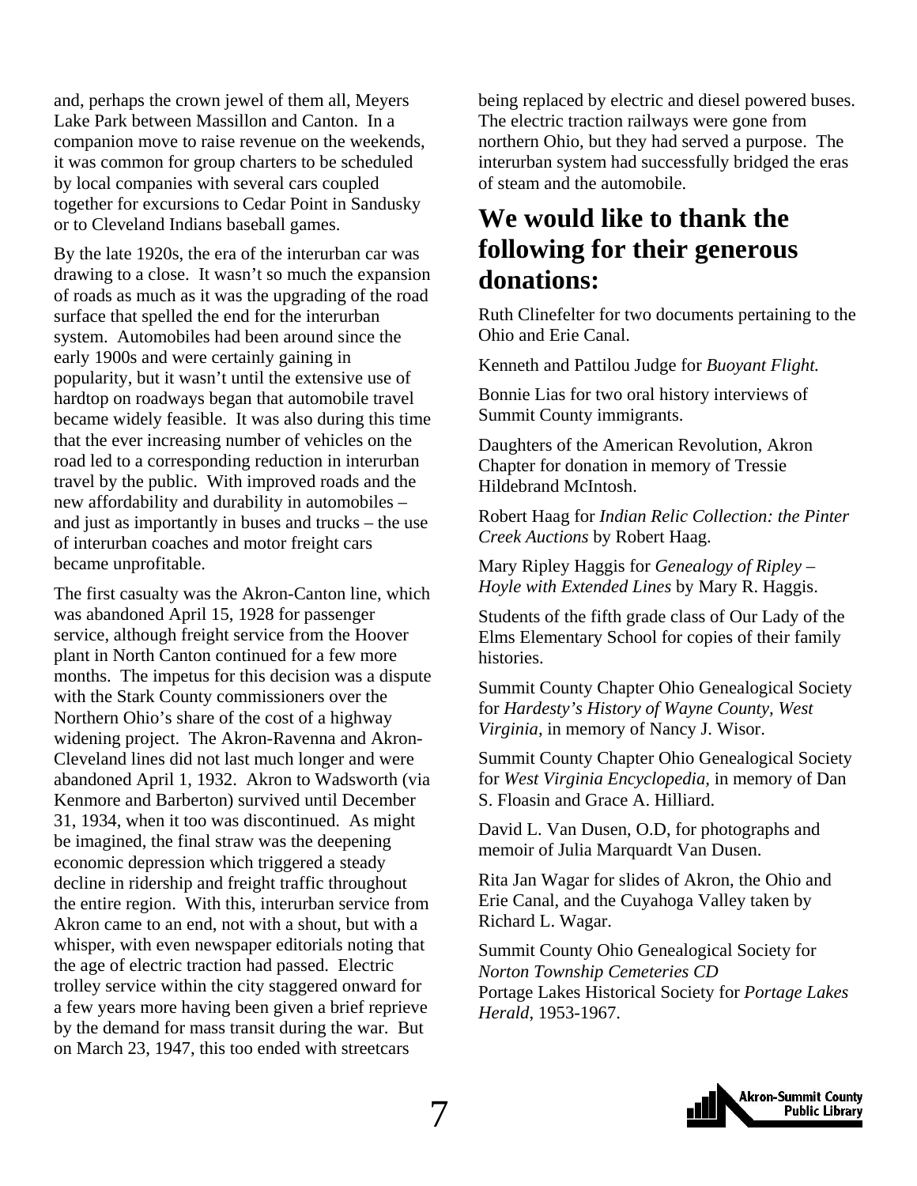and, perhaps the crown jewel of them all, Meyers Lake Park between Massillon and Canton. In a companion move to raise revenue on the weekends, it was common for group charters to be scheduled by local companies with several cars coupled together for excursions to Cedar Point in Sandusky or to Cleveland Indians baseball games.

By the late 1920s, the era of the interurban car was drawing to a close. It wasn't so much the expansion of roads as much as it was the upgrading of the road surface that spelled the end for the interurban system. Automobiles had been around since the early 1900s and were certainly gaining in popularity, but it wasn't until the extensive use of hardtop on roadways began that automobile travel became widely feasible. It was also during this time that the ever increasing number of vehicles on the road led to a corresponding reduction in interurban travel by the public. With improved roads and the new affordability and durability in automobiles – and just as importantly in buses and trucks – the use of interurban coaches and motor freight cars became unprofitable.

The first casualty was the Akron-Canton line, which was abandoned April 15, 1928 for passenger service, although freight service from the Hoover plant in North Canton continued for a few more months. The impetus for this decision was a dispute with the Stark County commissioners over the Northern Ohio's share of the cost of a highway widening project. The Akron-Ravenna and Akron-Cleveland lines did not last much longer and were abandoned April 1, 1932. Akron to Wadsworth (via Kenmore and Barberton) survived until December 31, 1934, when it too was discontinued. As might be imagined, the final straw was the deepening economic depression which triggered a steady decline in ridership and freight traffic throughout the entire region. With this, interurban service from Akron came to an end, not with a shout, but with a whisper, with even newspaper editorials noting that the age of electric traction had passed. Electric trolley service within the city staggered onward for a few years more having been given a brief reprieve by the demand for mass transit during the war. But on March 23, 1947, this too ended with streetcars being replaced by electric and diesel powered buses. The electric traction railways were gone from northern Ohio, but they had served a purpose. The interurban system had successfully bridged the eras of steam and the automobile.

## We would like to thank the following for their generous donations:

Ruth Clinefelter for two documents pertaining to the Ohio and Erie Canal.

Kenneth and Pattilou Judge for *Buoyant Flight.*

Bonnie Lias for two oral history interviews of Summit County immigrants.

Daughters of the American Revolution, Akron Chapter for donation in memory of Tressie Hildebrand McIntosh.

Robert Haag for *Indian Relic Collection: the Pinter Creek Auctions* by Robert Haag.

Mary Ripley Haggis for *Genealogy of Ripley – Hoyle with Extended Lines* by Mary R. Haggis.

Students of the fifth grade class of Our Lady of the Elms Elementary School for copies of their family histories.

Summit County Chapter Ohio Genealogical Society for *Hardesty's History of Wayne County, West Virginia,* in memory of Nancy J. Wisor.

Summit County Chapter Ohio Genealogical Society for *West Virginia Encyclopedia,* in memory of Dan S. Floasin and Grace A. Hilliard.

David L. Van Dusen, O.D, for photographs and memoir of Julia Marquardt Van Dusen.

Rita Jan Wagar for slides of Akron, the Ohio and Erie Canal, and the Cuyahoga Valley taken by Richard L. Wagar.

Summit County Ohio Genealogical Society for *Norton Township Cemeteries CD*
Portage Lakes Historical Society for *Portage Lakes Herald,* 1953-1967.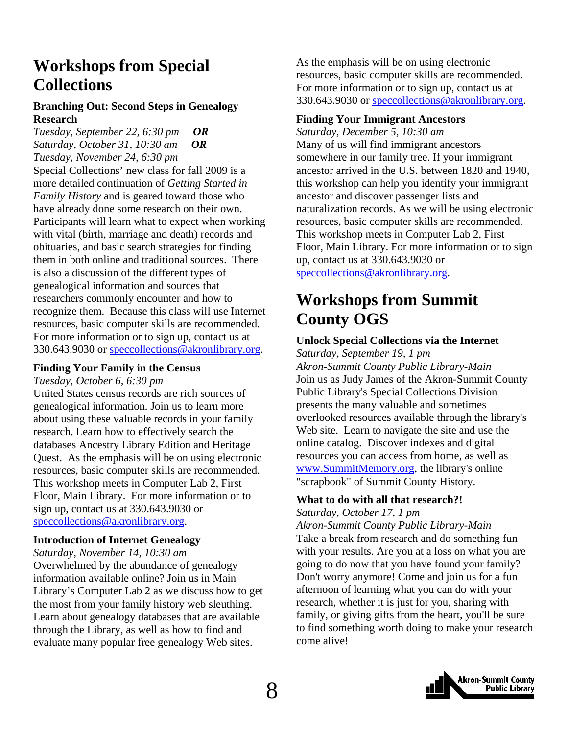# Workshops from Special Collections

### Branching Out: Second Steps in Genealogy Research

*Tuesday, September 22, 6:30 pm* ***OR***
*Saturday, October 31, 10:30 am* ***OR***
*Tuesday, November 24, 6:30 pm*

Special Collections' new class for fall 2009 is a more detailed continuation of *Getting Started in Family History* and is geared toward those who have already done some research on their own. Participants will learn what to expect when working with vital (birth, marriage and death) records and obituaries, and basic search strategies for finding them in both online and traditional sources. There is also a discussion of the different types of genealogical information and sources that researchers commonly encounter and how to recognize them. Because this class will use Internet resources, basic computer skills are recommended. For more information or to sign up, contact us at 330.643.9030 or speccollections@akronlibrary.org.

### Finding Your Family in the Census

*Tuesday, October 6, 6:30 pm*

United States census records are rich sources of genealogical information. Join us to learn more about using these valuable records in your family research. Learn how to effectively search the databases Ancestry Library Edition and Heritage Quest. As the emphasis will be on using electronic resources, basic computer skills are recommended. This workshop meets in Computer Lab 2, First Floor, Main Library. For more information or to sign up, contact us at 330.643.9030 or speccollections@akronlibrary.org.

### Introduction of Internet Genealogy

*Saturday, November 14, 10:30 am*

Overwhelmed by the abundance of genealogy information available online? Join us in Main Library's Computer Lab 2 as we discuss how to get the most from your family history web sleuthing. Learn about genealogy databases that are available through the Library, as well as how to find and evaluate many popular free genealogy Web sites. As the emphasis will be on using electronic resources, basic computer skills are recommended. For more information or to sign up, contact us at 330.643.9030 or speccollections@akronlibrary.org.

### Finding Your Immigrant Ancestors

*Saturday, December 5, 10:30 am*

Many of us will find immigrant ancestors somewhere in our family tree. If your immigrant ancestor arrived in the U.S. between 1820 and 1940, this workshop can help you identify your immigrant ancestor and discover passenger lists and naturalization records. As we will be using electronic resources, basic computer skills are recommended. This workshop meets in Computer Lab 2, First Floor, Main Library. For more information or to sign up, contact us at 330.643.9030 or speccollections@akronlibrary.org.

# Workshops from Summit County OGS

### Unlock Special Collections via the Internet

*Saturday, September 19, 1 pm*
*Akron-Summit County Public Library-Main*

Join us as Judy James of the Akron-Summit County Public Library's Special Collections Division presents the many valuable and sometimes overlooked resources available through the library's Web site. Learn to navigate the site and use the online catalog. Discover indexes and digital resources you can access from home, as well as www.SummitMemory.org, the library's online "scrapbook" of Summit County History.

### What to do with all that research?!

*Saturday, October 17, 1 pm*
*Akron-Summit County Public Library-Main*

Take a break from research and do something fun with your results. Are you at a loss on what you are going to do now that you have found your family? Don't worry anymore! Come and join us for a fun afternoon of learning what you can do with your research, whether it is just for you, sharing with family, or giving gifts from the heart, you'll be sure to find something worth doing to make your research come alive!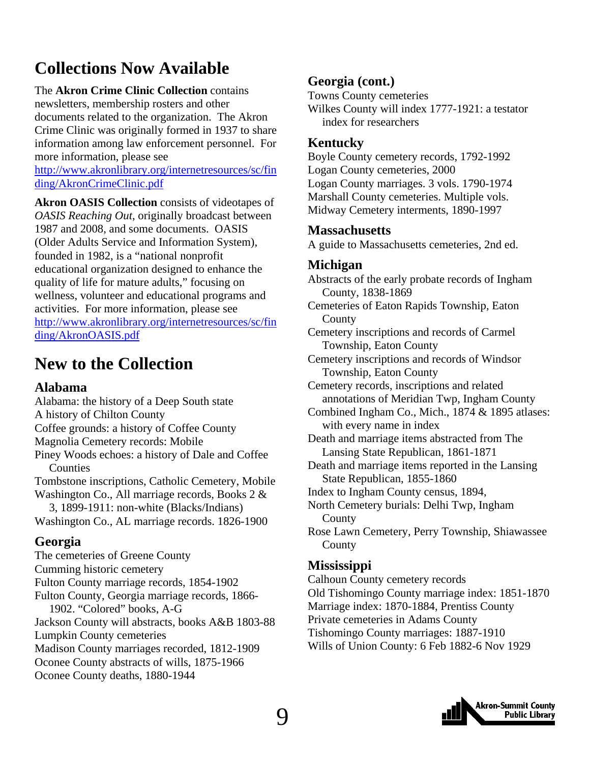# Collections Now Available

The **Akron Crime Clinic Collection** contains newsletters, membership rosters and other documents related to the organization. The Akron Crime Clinic was originally formed in 1937 to share information among law enforcement personnel. For more information, please see http://www.akronlibrary.org/internetresources/sc/finding/AkronCrimeClinic.pdf

**Akron OASIS Collection** consists of videotapes of *OASIS Reaching Out*, originally broadcast between 1987 and 2008, and some documents. OASIS (Older Adults Service and Information System), founded in 1982, is a "national nonprofit educational organization designed to enhance the quality of life for mature adults," focusing on wellness, volunteer and educational programs and activities. For more information, please see http://www.akronlibrary.org/internetresources/sc/finding/AkronOASIS.pdf

# New to the Collection

## Alabama

Alabama: the history of a Deep South state
A history of Chilton County
Coffee grounds: a history of Coffee County
Magnolia Cemetery records: Mobile
Piney Woods echoes: a history of Dale and Coffee Counties
Tombstone inscriptions, Catholic Cemetery, Mobile
Washington Co., All marriage records, Books 2 & 3, 1899-1911: non-white (Blacks/Indians)
Washington Co., AL marriage records. 1826-1900

## Georgia

The cemeteries of Greene County
Cumming historic cemetery
Fulton County marriage records, 1854-1902
Fulton County, Georgia marriage records, 1866-1902. "Colored" books, A-G
Jackson County will abstracts, books A&B 1803-88
Lumpkin County cemeteries
Madison County marriages recorded, 1812-1909
Oconee County abstracts of wills, 1875-1966
Oconee County deaths, 1880-1944

## Georgia (cont.)

Towns County cemeteries
Wilkes County will index 1777-1921: a testator index for researchers

## Kentucky

Boyle County cemetery records, 1792-1992
Logan County cemeteries, 2000
Logan County marriages. 3 vols. 1790-1974
Marshall County cemeteries. Multiple vols.
Midway Cemetery interments, 1890-1997

## Massachusetts

A guide to Massachusetts cemeteries, 2nd ed.

## Michigan

Abstracts of the early probate records of Ingham County, 1838-1869
Cemeteries of Eaton Rapids Township, Eaton County
Cemetery inscriptions and records of Carmel Township, Eaton County
Cemetery inscriptions and records of Windsor Township, Eaton County
Cemetery records, inscriptions and related annotations of Meridian Twp, Ingham County
Combined Ingham Co., Mich., 1874 & 1895 atlases: with every name in index
Death and marriage items abstracted from The Lansing State Republican, 1861-1871
Death and marriage items reported in the Lansing State Republican, 1855-1860
Index to Ingham County census, 1894,
North Cemetery burials: Delhi Twp, Ingham County
Rose Lawn Cemetery, Perry Township, Shiawassee County

## Mississippi

Calhoun County cemetery records
Old Tishomingo County marriage index: 1851-1870
Marriage index: 1870-1884, Prentiss County
Private cemeteries in Adams County
Tishomingo County marriages: 1887-1910
Wills of Union County: 6 Feb 1882-6 Nov 1929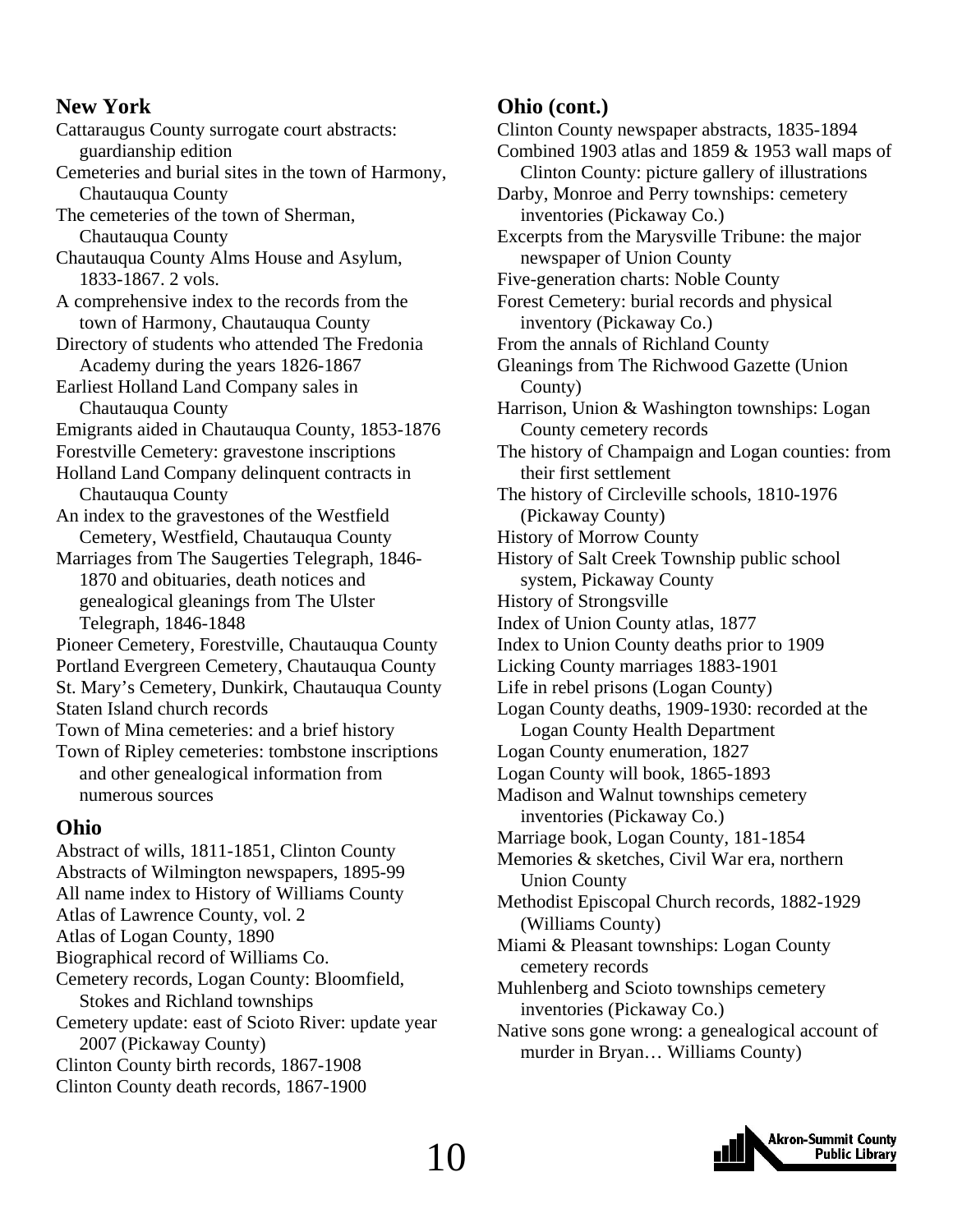## New York

Cattaraugus County surrogate court abstracts: guardianship edition
Cemeteries and burial sites in the town of Harmony, Chautauqua County
The cemeteries of the town of Sherman, Chautauqua County
Chautauqua County Alms House and Asylum, 1833-1867. 2 vols.
A comprehensive index to the records from the town of Harmony, Chautauqua County
Directory of students who attended The Fredonia Academy during the years 1826-1867
Earliest Holland Land Company sales in Chautauqua County
Emigrants aided in Chautauqua County, 1853-1876
Forestville Cemetery: gravestone inscriptions
Holland Land Company delinquent contracts in Chautauqua County
An index to the gravestones of the Westfield Cemetery, Westfield, Chautauqua County
Marriages from The Saugerties Telegraph, 1846-1870 and obituaries, death notices and genealogical gleanings from The Ulster Telegraph, 1846-1848
Pioneer Cemetery, Forestville, Chautauqua County
Portland Evergreen Cemetery, Chautauqua County
St. Mary's Cemetery, Dunkirk, Chautauqua County
Staten Island church records
Town of Mina cemeteries: and a brief history
Town of Ripley cemeteries: tombstone inscriptions and other genealogical information from numerous sources

## Ohio

Abstract of wills, 1811-1851, Clinton County
Abstracts of Wilmington newspapers, 1895-99
All name index to History of Williams County
Atlas of Lawrence County, vol. 2
Atlas of Logan County, 1890
Biographical record of Williams Co.
Cemetery records, Logan County: Bloomfield, Stokes and Richland townships
Cemetery update: east of Scioto River: update year 2007 (Pickaway County)
Clinton County birth records, 1867-1908
Clinton County death records, 1867-1900

## Ohio (cont.)

Clinton County newspaper abstracts, 1835-1894
Combined 1903 atlas and 1859 & 1953 wall maps of Clinton County: picture gallery of illustrations
Darby, Monroe and Perry townships: cemetery inventories (Pickaway Co.)
Excerpts from the Marysville Tribune: the major newspaper of Union County
Five-generation charts: Noble County
Forest Cemetery: burial records and physical inventory (Pickaway Co.)
From the annals of Richland County
Gleanings from The Richwood Gazette (Union County)
Harrison, Union & Washington townships: Logan County cemetery records
The history of Champaign and Logan counties: from their first settlement
The history of Circleville schools, 1810-1976 (Pickaway County)
History of Morrow County
History of Salt Creek Township public school system, Pickaway County
History of Strongsville
Index of Union County atlas, 1877
Index to Union County deaths prior to 1909
Licking County marriages 1883-1901
Life in rebel prisons (Logan County)
Logan County deaths, 1909-1930: recorded at the Logan County Health Department
Logan County enumeration, 1827
Logan County will book, 1865-1893
Madison and Walnut townships cemetery inventories (Pickaway Co.)
Marriage book, Logan County, 181-1854
Memories & sketches, Civil War era, northern Union County
Methodist Episcopal Church records, 1882-1929 (Williams County)
Miami & Pleasant townships: Logan County cemetery records
Muhlenberg and Scioto townships cemetery inventories (Pickaway Co.)
Native sons gone wrong: a genealogical account of murder in Bryan… Williams County)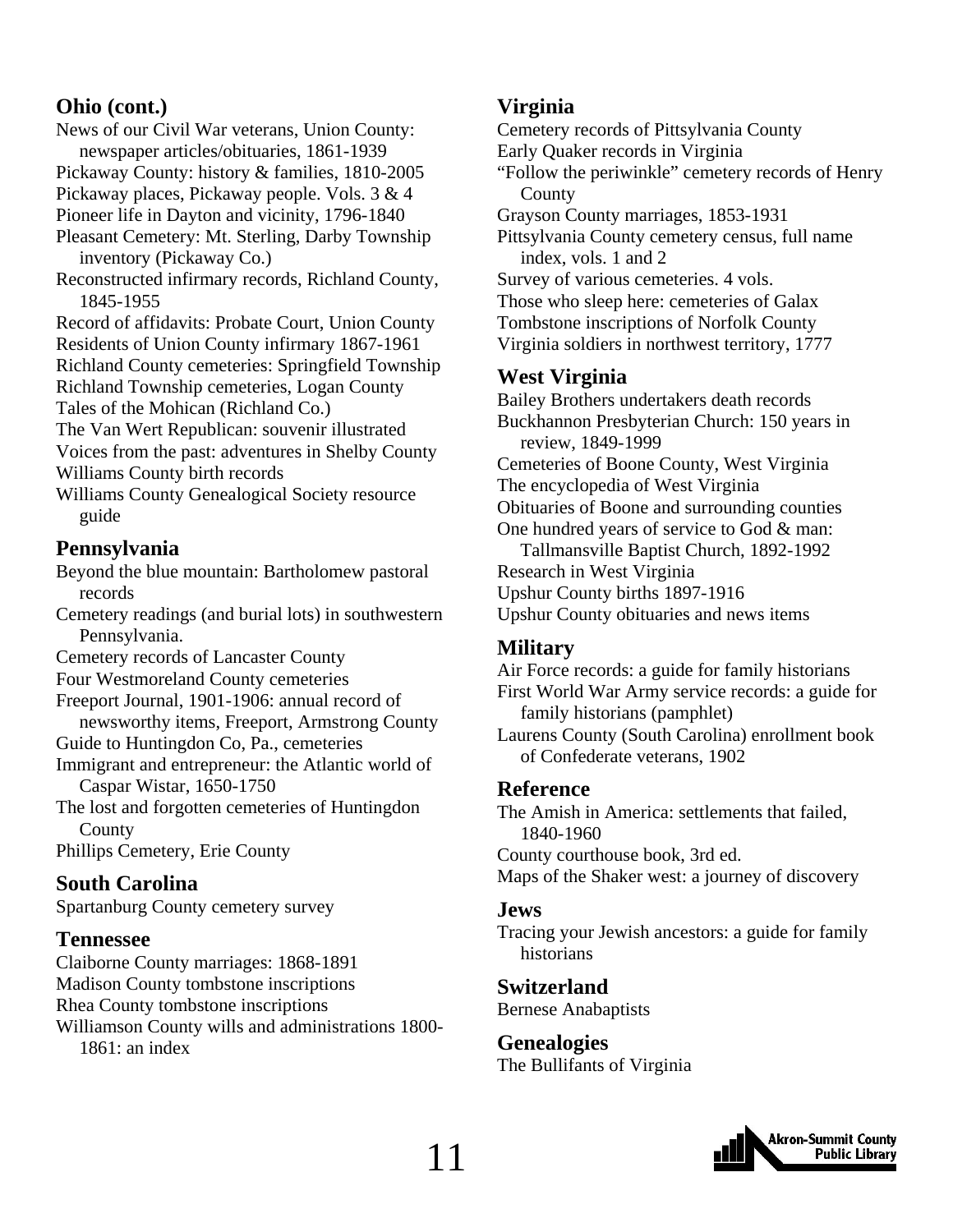## Ohio (cont.)

News of our Civil War veterans, Union County: newspaper articles/obituaries, 1861-1939
Pickaway County: history & families, 1810-2005
Pickaway places, Pickaway people. Vols. 3 & 4
Pioneer life in Dayton and vicinity, 1796-1840
Pleasant Cemetery: Mt. Sterling, Darby Township inventory (Pickaway Co.)
Reconstructed infirmary records, Richland County, 1845-1955
Record of affidavits: Probate Court, Union County
Residents of Union County infirmary 1867-1961
Richland County cemeteries: Springfield Township
Richland Township cemeteries, Logan County
Tales of the Mohican (Richland Co.)
The Van Wert Republican: souvenir illustrated
Voices from the past: adventures in Shelby County
Williams County birth records
Williams County Genealogical Society resource guide

## Pennsylvania

Beyond the blue mountain: Bartholomew pastoral records
Cemetery readings (and burial lots) in southwestern Pennsylvania.
Cemetery records of Lancaster County
Four Westmoreland County cemeteries
Freeport Journal, 1901-1906: annual record of newsworthy items, Freeport, Armstrong County
Guide to Huntingdon Co, Pa., cemeteries
Immigrant and entrepreneur: the Atlantic world of Caspar Wistar, 1650-1750
The lost and forgotten cemeteries of Huntingdon County
Phillips Cemetery, Erie County

## South Carolina

Spartanburg County cemetery survey

## Tennessee

Claiborne County marriages: 1868-1891
Madison County tombstone inscriptions
Rhea County tombstone inscriptions
Williamson County wills and administrations 1800-1861: an index

## Virginia

Cemetery records of Pittsylvania County
Early Quaker records in Virginia
"Follow the periwinkle" cemetery records of Henry County
Grayson County marriages, 1853-1931
Pittsylvania County cemetery census, full name index, vols. 1 and 2
Survey of various cemeteries. 4 vols.
Those who sleep here: cemeteries of Galax
Tombstone inscriptions of Norfolk County
Virginia soldiers in northwest territory, 1777

## West Virginia

Bailey Brothers undertakers death records
Buckhannon Presbyterian Church: 150 years in review, 1849-1999
Cemeteries of Boone County, West Virginia
The encyclopedia of West Virginia
Obituaries of Boone and surrounding counties
One hundred years of service to God & man: Tallmansville Baptist Church, 1892-1992
Research in West Virginia
Upshur County births 1897-1916
Upshur County obituaries and news items

## Military

Air Force records: a guide for family historians
First World War Army service records: a guide for family historians (pamphlet)
Laurens County (South Carolina) enrollment book of Confederate veterans, 1902

## Reference

The Amish in America: settlements that failed, 1840-1960
County courthouse book, 3rd ed.
Maps of the Shaker west: a journey of discovery

## Jews

Tracing your Jewish ancestors: a guide for family historians

## Switzerland

Bernese Anabaptists

## Genealogies

The Bullifants of Virginia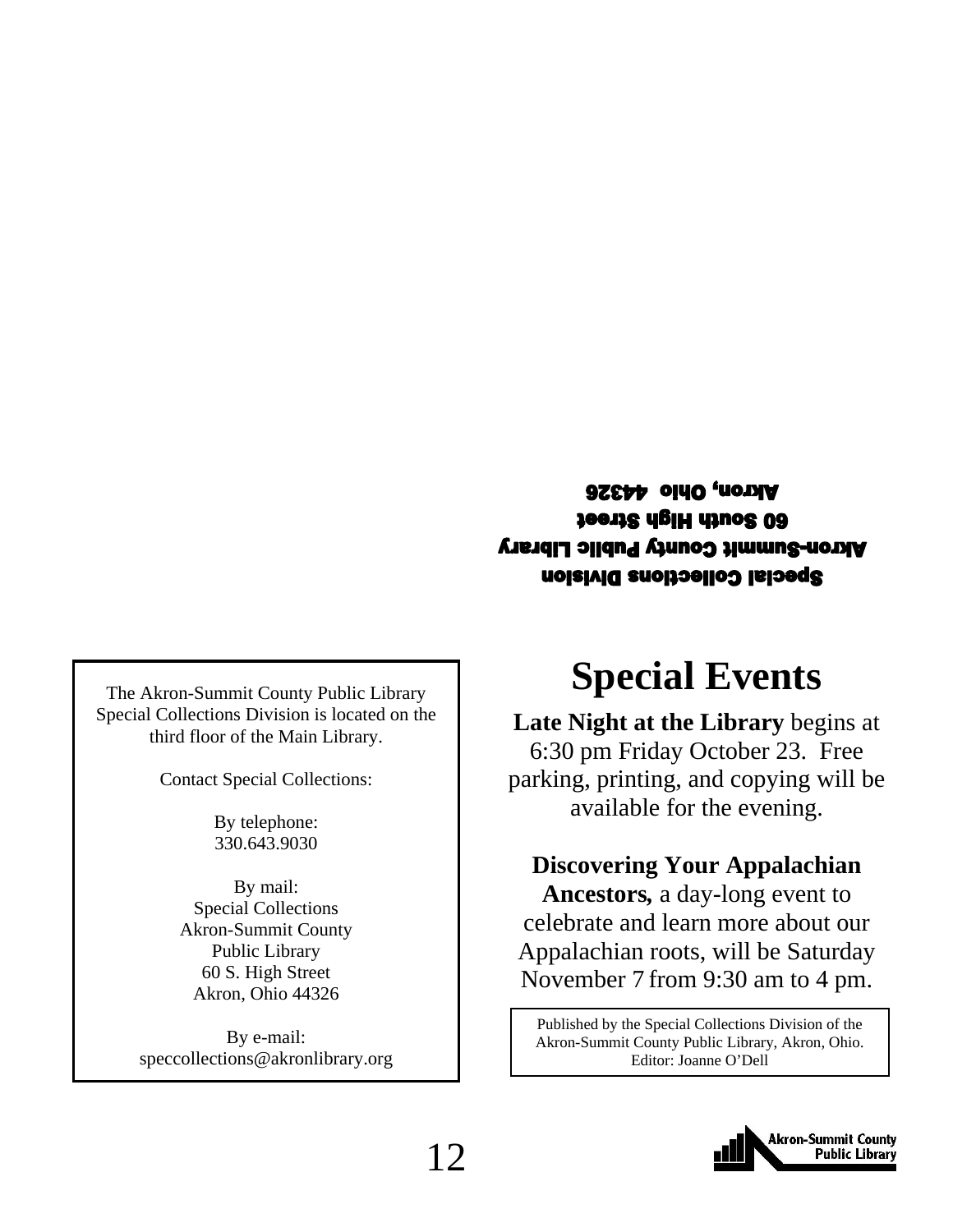Special Collections Division
Akron-Summit County Public Library
60 South High Street
Akron, Ohio 44326

The Akron-Summit County Public Library Special Collections Division is located on the third floor of the Main Library.

Contact Special Collections:

By telephone:
330.643.9030

By mail:
Special Collections
Akron-Summit County
Public Library
60 S. High Street
Akron, Ohio 44326

By e-mail:
speccollections@akronlibrary.org

# Special Events

**Late Night at the Library** begins at 6:30 pm Friday October 23. Free parking, printing, and copying will be available for the evening.

**Discovering Your Appalachian Ancestors,** a day-long event to celebrate and learn more about our Appalachian roots, will be Saturday November 7 from 9:30 am to 4 pm.

Published by the Special Collections Division of the Akron-Summit County Public Library, Akron, Ohio.
Editor: Joanne O'Dell

Akron-Summit County Public Library